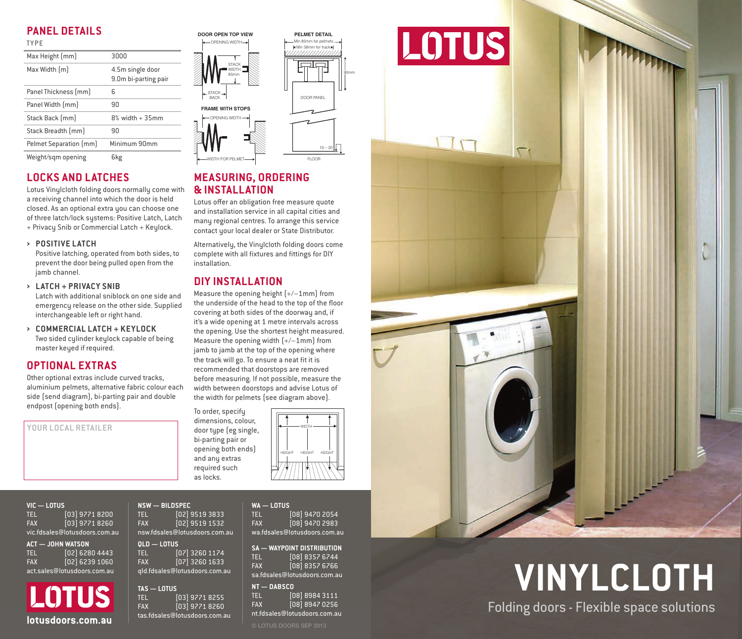## PANEL DETAILS

| TYPE | |
|---|---|
| Max Height (mm) | 3000 |
| Max Width (m) | 4.5m single door<br>9.0m bi-parting pair |
| Panel Thickness (mm) | 6 |
| Panel Width (mm) | 90 |
| Stack Back (mm) | 8% width + 35mm |
| Stack Breadth (mm) | 90 |
| Pelmet Separation (mm) | Minimum 90mm |
| Weight/sqm opening | 6kg |

DOOR OPEN TOP VIEW

OPENING WIDTH

STACK WIDTH 85mm

STACK BACK

FRAME WITH STOPS

OPENING WIDTH

WIDTH FOR PELMET

PELMET DETAIL

Min 85mm for pelmets

Min 58mm for track

90mm

DOOR PANEL

10 – 20

FLOOR

## LOCKS AND LATCHES

Lotus Vinylcloth folding doors normally come with a receiving channel into which the door is held closed. As an optional extra you can choose one of three latch/lock systems: Positive Latch, Latch + Privacy Snib or Commercial Latch + Keylock.

> **POSITIVE LATCH**
> Positive latching, operated from both sides, to prevent the door being pulled open from the jamb channel.

> **LATCH + PRIVACY SNIB**
> Latch with additional sniblock on one side and emergency release on the other side. Supplied interchangeable left or right hand.

> **COMMERCIAL LATCH + KEYLOCK**
> Two sided cylinder keylock capable of being master keyed if required.

## OPTIONAL EXTRAS

Other optional extras include curved tracks, aluminium pelmets, alternative fabric colour each side (send diagram), bi-parting pair and double endpost (opening both ends).

YOUR LOCAL RETAILER

## MEASURING, ORDERING & INSTALLATION

Lotus offer an obligation free measure quote and installation service in all capital cities and many regional centres. To arrange this service contact your local dealer or State Distributor.

Alternatively, the Vinylcloth folding doors come complete with all fixtures and fittings for DIY installation.

## DIY INSTALLATION

Measure the opening height (+/–1mm) from the underside of the head to the top of the floor covering at both sides of the doorway and, if it's a wide opening at 1 metre intervals across the opening. Use the shortest height measured. Measure the opening width (+/–1mm) from jamb to jamb at the top of the opening where the track will go. To ensure a neat fit it is recommended that doorstops are removed before measuring. If not possible, measure the width between doorstops and advise Lotus of the width for pelmets (see diagram above).

To order, specify dimensions, colour, door type (eg single, bi-parting pair or opening both ends) and any extras required such as locks.

WIDTH

HEIGHT HEIGHT HEIGHT

**VIC — LOTUS**
TEL (03) 9771 8200
FAX (03) 9771 8260
vic.fdsales@lotusdoors.com.au

**ACT — JOHN WATSON**
TEL (02) 6280 4443
FAX (02) 6239 1060
act.sales@lotusdoors.com.au

**NSW — BILDSPEC**
TEL (02) 9519 3833
FAX (02) 9519 1532
nsw.fdsales@lotusdoors.com.au

**QLD — LOTUS**
TEL (07) 3260 1174
FAX (07) 3260 1633
qld.fdsales@lotusdoors.com.au

**TAS — LOTUS**
TEL (03) 9771 8255
FAX (03) 9771 8260
tas.fdsales@lotusdoors.com.au

**WA — LOTUS**
TEL (08) 9470 2054
FAX (08) 9470 2983
wa.fdsales@lotusdoors.com.au

**SA — WAYPOINT DISTRIBUTION**
TEL (08) 8357 6744
FAX (08) 8357 6766
sa.fdsales@lotusdoors.com.au

**NT — DABSCO**
TEL (08) 8984 3111
FAX (08) 8947 0256
nt.fdsales@lotusdoors.com.au

© LOTUS DOORS SEP 2013

LOTUS

lotusdoors.com.au

LOTUS

# VINYLCLOTH

Folding doors - Flexible space solutions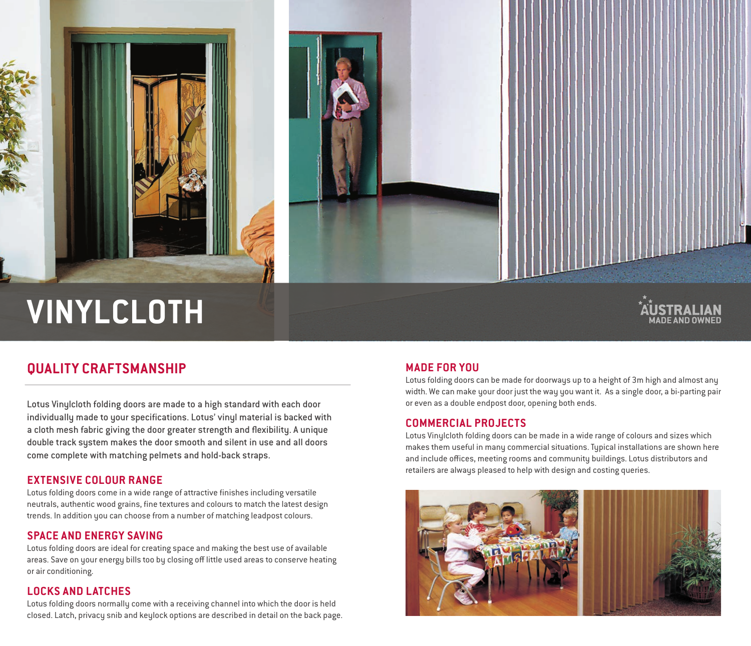# VINYLCLOTH

AUSTRALIAN MADE AND OWNED

## QUALITY CRAFTSMANSHIP

Lotus Vinylcloth folding doors are made to a high standard with each door individually made to your specifications. Lotus' vinyl material is backed with a cloth mesh fabric giving the door greater strength and flexibility. A unique double track system makes the door smooth and silent in use and all doors come complete with matching pelmets and hold-back straps.

### EXTENSIVE COLOUR RANGE

Lotus folding doors come in a wide range of attractive finishes including versatile neutrals, authentic wood grains, fine textures and colours to match the latest design trends. In addition you can choose from a number of matching leadpost colours.

### SPACE AND ENERGY SAVING

Lotus folding doors are ideal for creating space and making the best use of available areas. Save on your energy bills too by closing off little used areas to conserve heating or air conditioning.

### LOCKS AND LATCHES

Lotus folding doors normally come with a receiving channel into which the door is held closed. Latch, privacy snib and keylock options are described in detail on the back page.

### MADE FOR YOU

Lotus folding doors can be made for doorways up to a height of 3m high and almost any width. We can make your door just the way you want it. As a single door, a bi-parting pair or even as a double endpost door, opening both ends.

### COMMERCIAL PROJECTS

Lotus Vinylcloth folding doors can be made in a wide range of colours and sizes which makes them useful in many commercial situations. Typical installations are shown here and include offices, meeting rooms and community buildings. Lotus distributors and retailers are always pleased to help with design and costing queries.